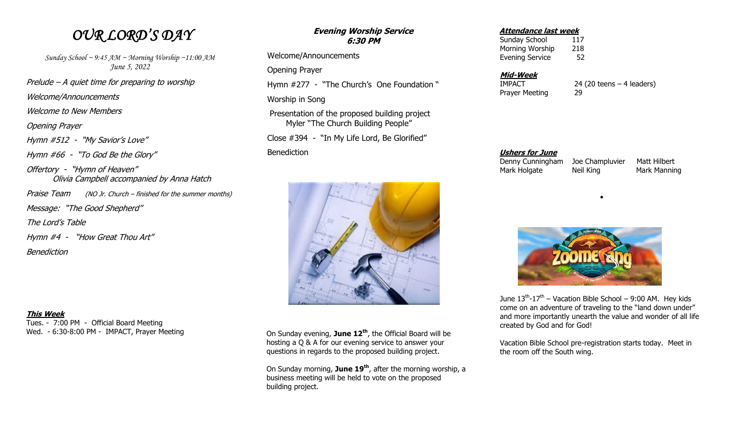# *OUR LORD'S DAY*

*Sunday School ~ 9:45 AM ~ Morning Worship ~11:00 AM*
*June 5, 2022*

*Prelude – A quiet time for preparing to worship*

*Welcome/Announcements*

*Welcome to New Members*

*Opening Prayer*

*Hymn #512 - "My Savior's Love"*

*Hymn #66 - "To God Be the Glory"*

*Offertory - "Hymn of Heaven"*
*Olivia Campbell accompanied by Anna Hatch*

*Praise Team* *(NO Jr. Church – finished for the summer months)*

*Message: "The Good Shepherd"*

*The Lord's Table*

*Hymn #4 - "How Great Thou Art"*

*Benediction*

***This Week***

Tues. - 7:00 PM - Official Board Meeting
Wed. - 6:30-8:00 PM - IMPACT, Prayer Meeting

## ***Evening Worship Service 6:30 PM***

Welcome/Announcements

Opening Prayer

Hymn #277 - "The Church's One Foundation "

Worship in Song

Presentation of the proposed building project
Myler "The Church Building People"

Close #394 - "In My Life Lord, Be Glorified"

Benediction

On Sunday evening, **June 12th**, the Official Board will be hosting a Q & A for our evening service to answer your questions in regards to the proposed building project.

On Sunday morning, **June 19th**, after the morning worship, a business meeting will be held to vote on the proposed building project.

***Attendance last week***

| | |
|---|---|
| Sunday School | 117 |
| Morning Worship | 218 |
| Evening Service | 52 |

***Mid-Week***

| | |
|---|---|
| IMPACT | 24 (20 teens – 4 leaders) |
| Prayer Meeting | 29 |

***Ushers for June***

| | | |
|---|---|---|
| Denny Cunningham | Joe Champluvier | Matt Hilbert |
| Mark Holgate | Neil King | Mark Manning |

June 13th-17th – Vacation Bible School – 9:00 AM. Hey kids come on an adventure of traveling to the "land down under" and more importantly unearth the value and wonder of all life created by God and for God!

Vacation Bible School pre-registration starts today. Meet in the room off the South wing.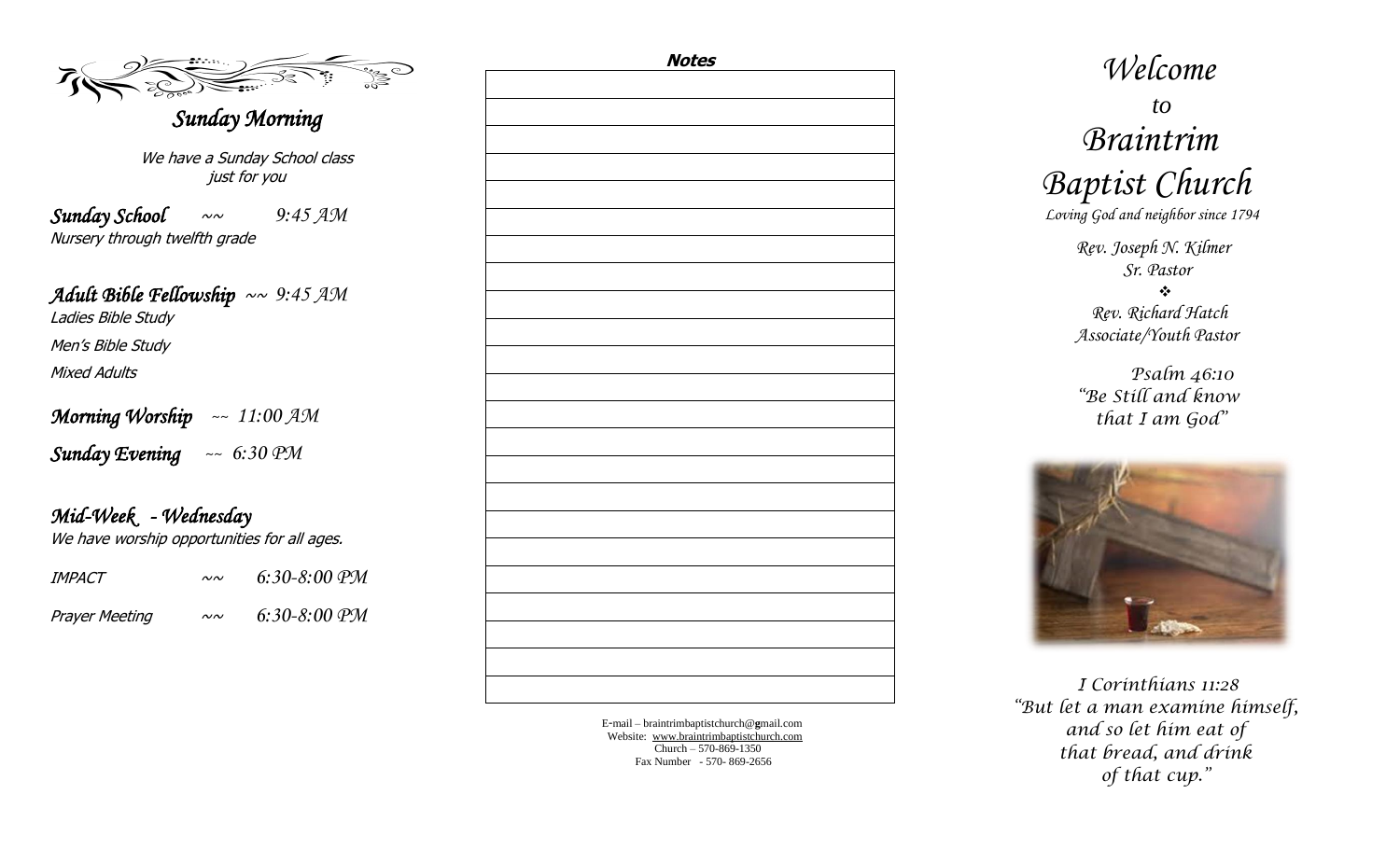## *Sunday Morning*

*We have a Sunday School class just for you*

***Sunday School*** ~~ *9:45 AM*
*Nursery through twelfth grade*

***Adult Bible Fellowship*** ~~ *9:45 AM*
*Ladies Bible Study*
*Men's Bible Study*
*Mixed Adults*

***Morning Worship*** ~~ *11:00 AM*

***Sunday Evening*** ~~ *6:30 PM*

## *Mid-Week - Wednesday*

*We have worship opportunities for all ages.*

*IMPACT* ~~ *6:30-8:00 PM*

*Prayer Meeting* ~~ *6:30-8:00 PM*

**Notes**

E-mail – braintrimbaptistchurch@gmail.com
Website: www.braintrimbaptistchurch.com
Church – 570-869-1350
Fax Number - 570- 869-2656

# *Welcome to Braintrim Baptist Church*

*Loving God and neighbor since 1794*

*Rev. Joseph N. Kilmer*
*Sr. Pastor*

❖

*Rev. Richard Hatch*
*Associate/Youth Pastor*

*Psalm 46:10*
*"Be Still and know that I am God"*

*I Corinthians 11:28*
*"But let a man examine himself, and so let him eat of that bread, and drink of that cup."*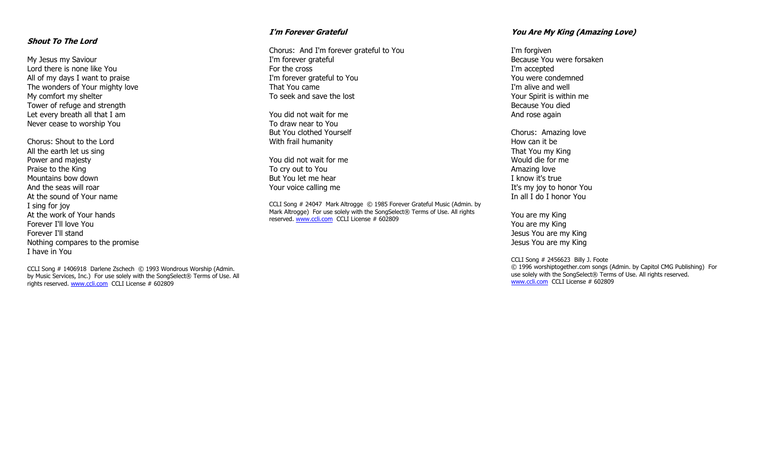### ***Shout To The Lord***

My Jesus my Saviour
Lord there is none like You
All of my days I want to praise
The wonders of Your mighty love
My comfort my shelter
Tower of refuge and strength
Let every breath all that I am
Never cease to worship You

Chorus: Shout to the Lord
All the earth let us sing
Power and majesty
Praise to the King
Mountains bow down
And the seas will roar
At the sound of Your name
I sing for joy
At the work of Your hands
Forever I'll love You
Forever I'll stand
Nothing compares to the promise
I have in You

CCLI Song # 1406918 Darlene Zschech © 1993 Wondrous Worship (Admin. by Music Services, Inc.) For use solely with the SongSelect® Terms of Use. All rights reserved. www.ccli.com CCLI License # 602809

### ***I'm Forever Grateful***

Chorus: And I'm forever grateful to You
I'm forever grateful
For the cross
I'm forever grateful to You
That You came
To seek and save the lost

You did not wait for me
To draw near to You
But You clothed Yourself
With frail humanity

You did not wait for me
To cry out to You
But You let me hear
Your voice calling me

CCLI Song # 24047 Mark Altrogge © 1985 Forever Grateful Music (Admin. by Mark Altrogge) For use solely with the SongSelect® Terms of Use. All rights reserved. www.ccli.com CCLI License # 602809

### ***You Are My King (Amazing Love)***

I'm forgiven
Because You were forsaken
I'm accepted
You were condemned
I'm alive and well
Your Spirit is within me
Because You died
And rose again

Chorus: Amazing love
How can it be
That You my King
Would die for me
Amazing love
I know it's true
It's my joy to honor You
In all I do I honor You

You are my King
You are my King
Jesus You are my King
Jesus You are my King

CCLI Song # 2456623 Billy J. Foote
© 1996 worshiptogether.com songs (Admin. by Capitol CMG Publishing) For use solely with the SongSelect® Terms of Use. All rights reserved.
www.ccli.com CCLI License # 602809